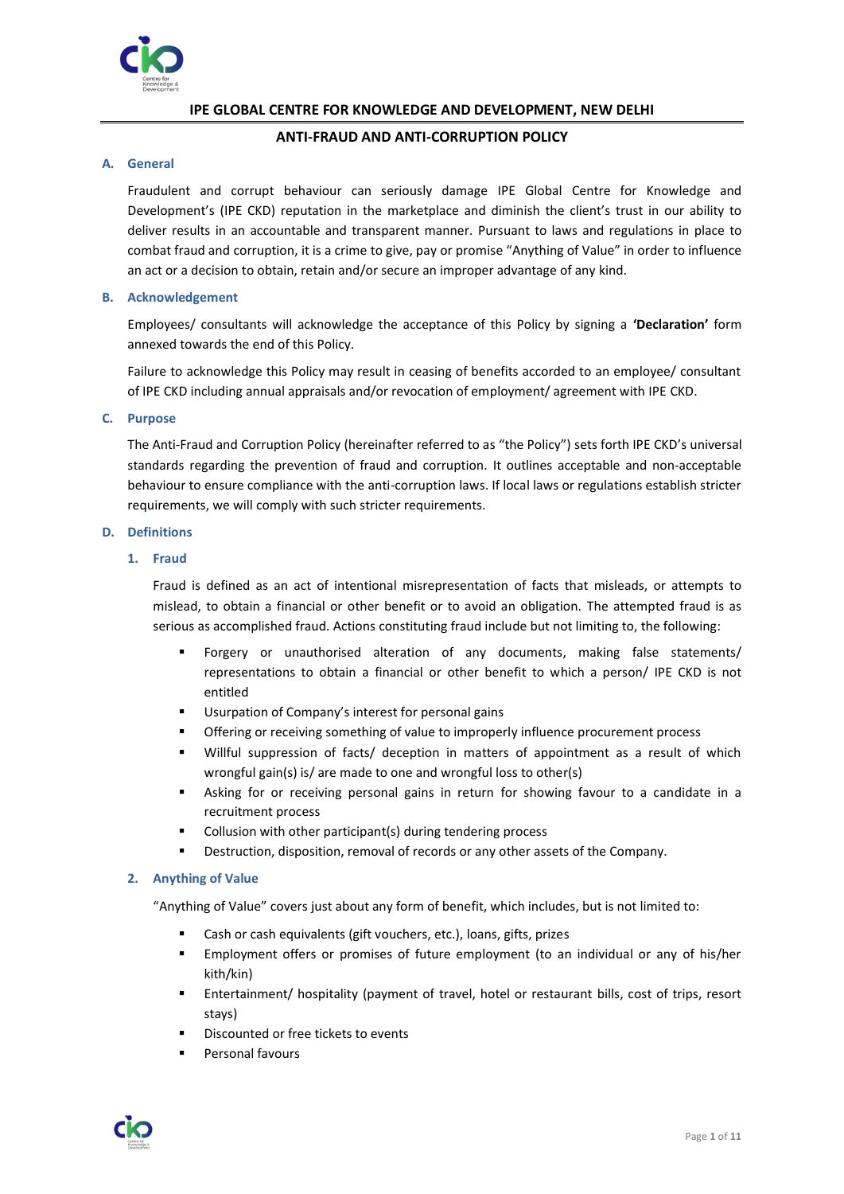# IPE GLOBAL CENTRE FOR KNOWLEDGE AND DEVELOPMENT, NEW DELHI

## ANTI-FRAUD AND ANTI-CORRUPTION POLICY

### A. General

Fraudulent and corrupt behaviour can seriously damage IPE Global Centre for Knowledge and Development's (IPE CKD) reputation in the marketplace and diminish the client's trust in our ability to deliver results in an accountable and transparent manner. Pursuant to laws and regulations in place to combat fraud and corruption, it is a crime to give, pay or promise "Anything of Value" in order to influence an act or a decision to obtain, retain and/or secure an improper advantage of any kind.

### B. Acknowledgement

Employees/ consultants will acknowledge the acceptance of this Policy by signing a **'Declaration'** form annexed towards the end of this Policy.

Failure to acknowledge this Policy may result in ceasing of benefits accorded to an employee/ consultant of IPE CKD including annual appraisals and/or revocation of employment/ agreement with IPE CKD.

### C. Purpose

The Anti-Fraud and Corruption Policy (hereinafter referred to as "the Policy") sets forth IPE CKD's universal standards regarding the prevention of fraud and corruption. It outlines acceptable and non-acceptable behaviour to ensure compliance with the anti-corruption laws. If local laws or regulations establish stricter requirements, we will comply with such stricter requirements.

### D. Definitions

#### 1. Fraud

Fraud is defined as an act of intentional misrepresentation of facts that misleads, or attempts to mislead, to obtain a financial or other benefit or to avoid an obligation. The attempted fraud is as serious as accomplished fraud. Actions constituting fraud include but not limiting to, the following:

- Forgery or unauthorised alteration of any documents, making false statements/ representations to obtain a financial or other benefit to which a person/ IPE CKD is not entitled
- Usurpation of Company's interest for personal gains
- Offering or receiving something of value to improperly influence procurement process
- Willful suppression of facts/ deception in matters of appointment as a result of which wrongful gain(s) is/ are made to one and wrongful loss to other(s)
- Asking for or receiving personal gains in return for showing favour to a candidate in a recruitment process
- Collusion with other participant(s) during tendering process
- Destruction, disposition, removal of records or any other assets of the Company.

#### 2. Anything of Value

"Anything of Value" covers just about any form of benefit, which includes, but is not limited to:

- Cash or cash equivalents (gift vouchers, etc.), loans, gifts, prizes
- Employment offers or promises of future employment (to an individual or any of his/her kith/kin)
- Entertainment/ hospitality (payment of travel, hotel or restaurant bills, cost of trips, resort stays)
- Discounted or free tickets to events
- Personal favours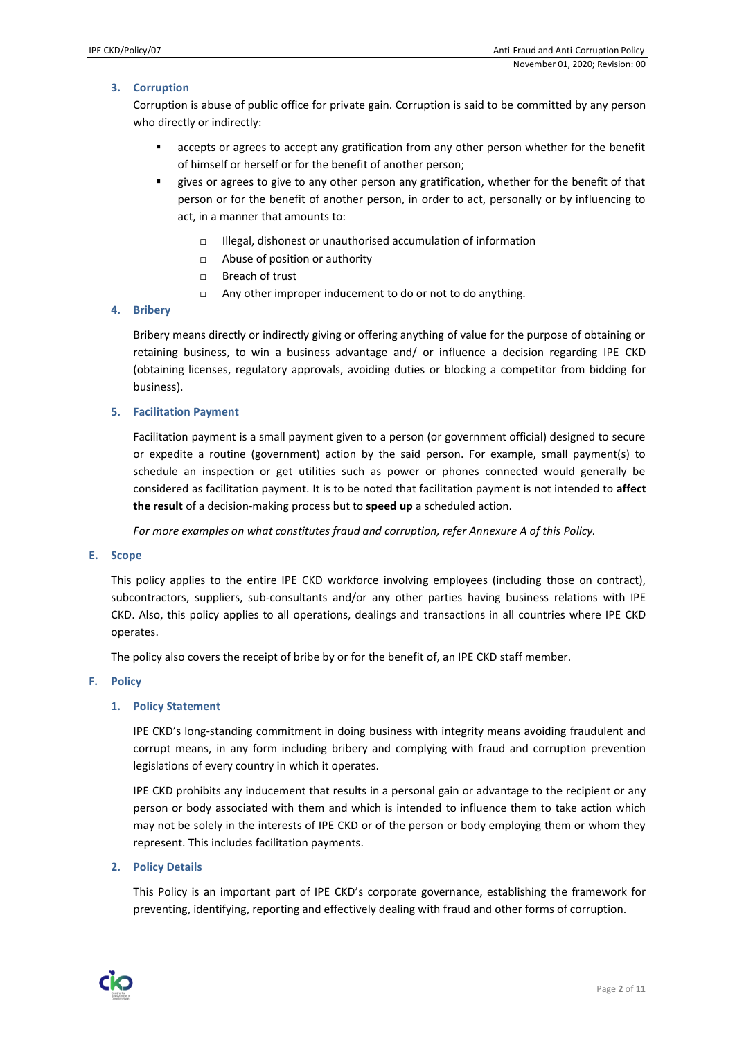### 3. Corruption

Corruption is abuse of public office for private gain. Corruption is said to be committed by any person who directly or indirectly:

- accepts or agrees to accept any gratification from any other person whether for the benefit of himself or herself or for the benefit of another person;
- gives or agrees to give to any other person any gratification, whether for the benefit of that person or for the benefit of another person, in order to act, personally or by influencing to act, in a manner that amounts to:
  - Illegal, dishonest or unauthorised accumulation of information
  - Abuse of position or authority
  - Breach of trust
  - Any other improper inducement to do or not to do anything.

### 4. Bribery

Bribery means directly or indirectly giving or offering anything of value for the purpose of obtaining or retaining business, to win a business advantage and/ or influence a decision regarding IPE CKD (obtaining licenses, regulatory approvals, avoiding duties or blocking a competitor from bidding for business).

### 5. Facilitation Payment

Facilitation payment is a small payment given to a person (or government official) designed to secure or expedite a routine (government) action by the said person. For example, small payment(s) to schedule an inspection or get utilities such as power or phones connected would generally be considered as facilitation payment. It is to be noted that facilitation payment is not intended to **affect the result** of a decision-making process but to **speed up** a scheduled action.

*For more examples on what constitutes fraud and corruption, refer Annexure A of this Policy.*

## E. Scope

This policy applies to the entire IPE CKD workforce involving employees (including those on contract), subcontractors, suppliers, sub-consultants and/or any other parties having business relations with IPE CKD. Also, this policy applies to all operations, dealings and transactions in all countries where IPE CKD operates.

The policy also covers the receipt of bribe by or for the benefit of, an IPE CKD staff member.

## F. Policy

### 1. Policy Statement

IPE CKD's long-standing commitment in doing business with integrity means avoiding fraudulent and corrupt means, in any form including bribery and complying with fraud and corruption prevention legislations of every country in which it operates.

IPE CKD prohibits any inducement that results in a personal gain or advantage to the recipient or any person or body associated with them and which is intended to influence them to take action which may not be solely in the interests of IPE CKD or of the person or body employing them or whom they represent. This includes facilitation payments.

### 2. Policy Details

This Policy is an important part of IPE CKD's corporate governance, establishing the framework for preventing, identifying, reporting and effectively dealing with fraud and other forms of corruption.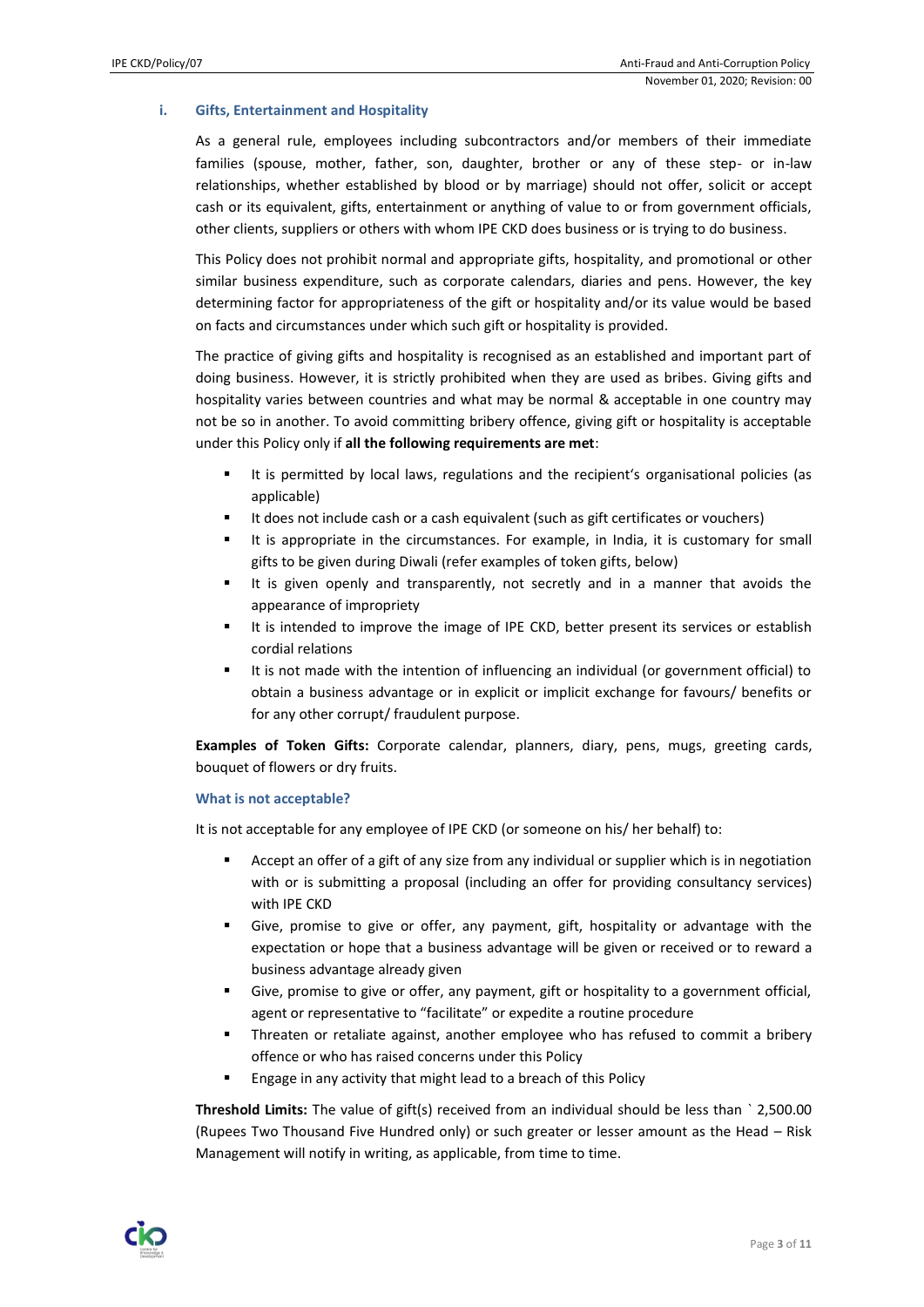### i. Gifts, Entertainment and Hospitality

As a general rule, employees including subcontractors and/or members of their immediate families (spouse, mother, father, son, daughter, brother or any of these step- or in-law relationships, whether established by blood or by marriage) should not offer, solicit or accept cash or its equivalent, gifts, entertainment or anything of value to or from government officials, other clients, suppliers or others with whom IPE CKD does business or is trying to do business.

This Policy does not prohibit normal and appropriate gifts, hospitality, and promotional or other similar business expenditure, such as corporate calendars, diaries and pens. However, the key determining factor for appropriateness of the gift or hospitality and/or its value would be based on facts and circumstances under which such gift or hospitality is provided.

The practice of giving gifts and hospitality is recognised as an established and important part of doing business. However, it is strictly prohibited when they are used as bribes. Giving gifts and hospitality varies between countries and what may be normal & acceptable in one country may not be so in another. To avoid committing bribery offence, giving gift or hospitality is acceptable under this Policy only if **all the following requirements are met**:

- It is permitted by local laws, regulations and the recipient's organisational policies (as applicable)
- It does not include cash or a cash equivalent (such as gift certificates or vouchers)
- It is appropriate in the circumstances. For example, in India, it is customary for small gifts to be given during Diwali (refer examples of token gifts, below)
- It is given openly and transparently, not secretly and in a manner that avoids the appearance of impropriety
- It is intended to improve the image of IPE CKD, better present its services or establish cordial relations
- It is not made with the intention of influencing an individual (or government official) to obtain a business advantage or in explicit or implicit exchange for favours/ benefits or for any other corrupt/ fraudulent purpose.

**Examples of Token Gifts:** Corporate calendar, planners, diary, pens, mugs, greeting cards, bouquet of flowers or dry fruits.

#### What is not acceptable?

It is not acceptable for any employee of IPE CKD (or someone on his/ her behalf) to:

- Accept an offer of a gift of any size from any individual or supplier which is in negotiation with or is submitting a proposal (including an offer for providing consultancy services) with IPE CKD
- Give, promise to give or offer, any payment, gift, hospitality or advantage with the expectation or hope that a business advantage will be given or received or to reward a business advantage already given
- Give, promise to give or offer, any payment, gift or hospitality to a government official, agent or representative to "facilitate" or expedite a routine procedure
- Threaten or retaliate against, another employee who has refused to commit a bribery offence or who has raised concerns under this Policy
- Engage in any activity that might lead to a breach of this Policy

**Threshold Limits:** The value of gift(s) received from an individual should be less than ` 2,500.00 (Rupees Two Thousand Five Hundred only) or such greater or lesser amount as the Head – Risk Management will notify in writing, as applicable, from time to time.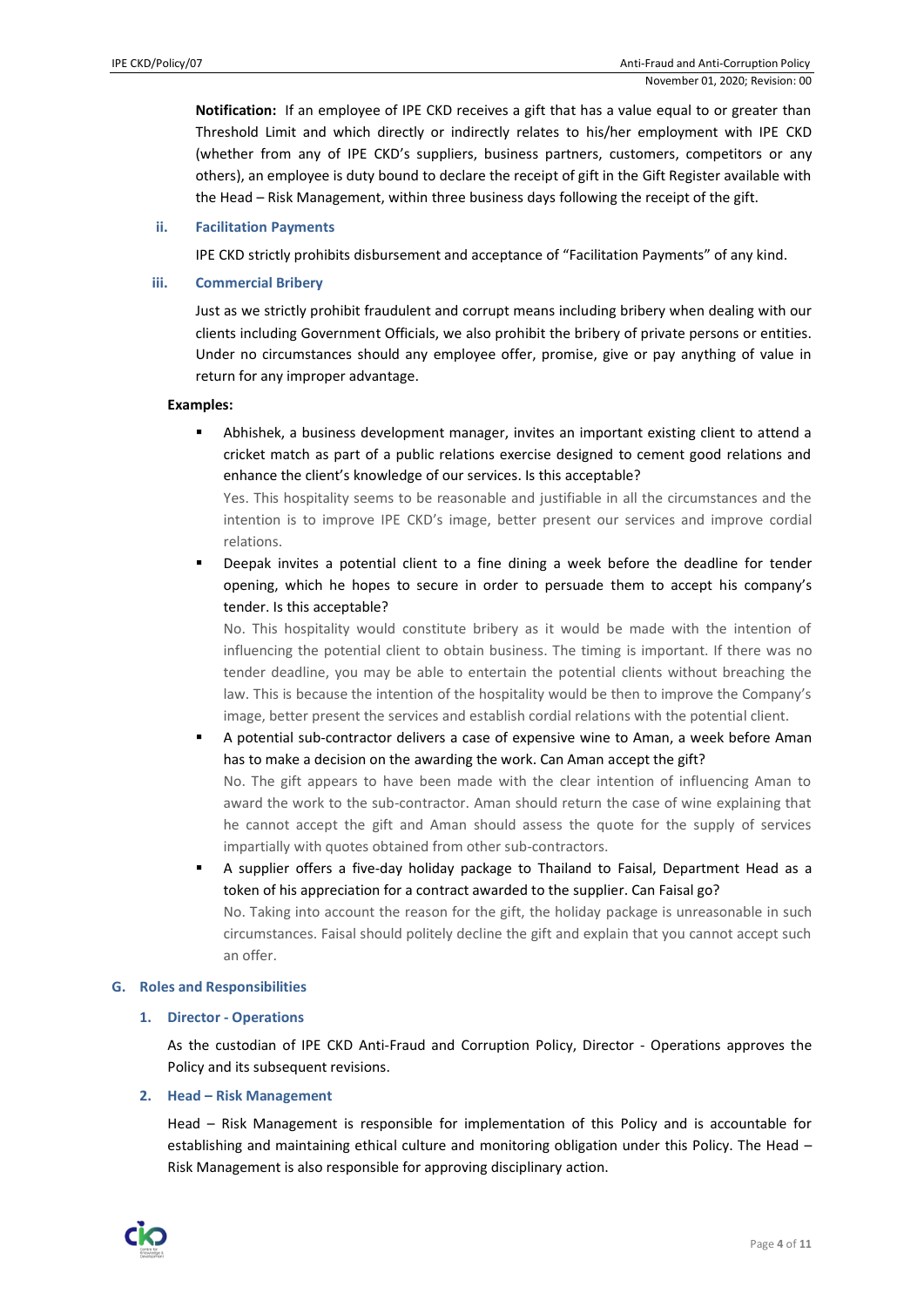**Notification:** If an employee of IPE CKD receives a gift that has a value equal to or greater than Threshold Limit and which directly or indirectly relates to his/her employment with IPE CKD (whether from any of IPE CKD's suppliers, business partners, customers, competitors or any others), an employee is duty bound to declare the receipt of gift in the Gift Register available with the Head – Risk Management, within three business days following the receipt of the gift.

### ii. Facilitation Payments

IPE CKD strictly prohibits disbursement and acceptance of "Facilitation Payments" of any kind.

### iii. Commercial Bribery

Just as we strictly prohibit fraudulent and corrupt means including bribery when dealing with our clients including Government Officials, we also prohibit the bribery of private persons or entities. Under no circumstances should any employee offer, promise, give or pay anything of value in return for any improper advantage.

**Examples:**

- Abhishek, a business development manager, invites an important existing client to attend a cricket match as part of a public relations exercise designed to cement good relations and enhance the client's knowledge of our services. Is this acceptable?

  Yes. This hospitality seems to be reasonable and justifiable in all the circumstances and the intention is to improve IPE CKD's image, better present our services and improve cordial relations.

- Deepak invites a potential client to a fine dining a week before the deadline for tender opening, which he hopes to secure in order to persuade them to accept his company's tender. Is this acceptable?

  No. This hospitality would constitute bribery as it would be made with the intention of influencing the potential client to obtain business. The timing is important. If there was no tender deadline, you may be able to entertain the potential clients without breaching the law. This is because the intention of the hospitality would be then to improve the Company's image, better present the services and establish cordial relations with the potential client.

- A potential sub-contractor delivers a case of expensive wine to Aman, a week before Aman has to make a decision on the awarding the work. Can Aman accept the gift?

  No. The gift appears to have been made with the clear intention of influencing Aman to award the work to the sub-contractor. Aman should return the case of wine explaining that he cannot accept the gift and Aman should assess the quote for the supply of services impartially with quotes obtained from other sub-contractors.

- A supplier offers a five-day holiday package to Thailand to Faisal, Department Head as a token of his appreciation for a contract awarded to the supplier. Can Faisal go?

  No. Taking into account the reason for the gift, the holiday package is unreasonable in such circumstances. Faisal should politely decline the gift and explain that you cannot accept such an offer.

## G. Roles and Responsibilities

### 1. Director - Operations

As the custodian of IPE CKD Anti-Fraud and Corruption Policy, Director - Operations approves the Policy and its subsequent revisions.

### 2. Head – Risk Management

Head – Risk Management is responsible for implementation of this Policy and is accountable for establishing and maintaining ethical culture and monitoring obligation under this Policy. The Head – Risk Management is also responsible for approving disciplinary action.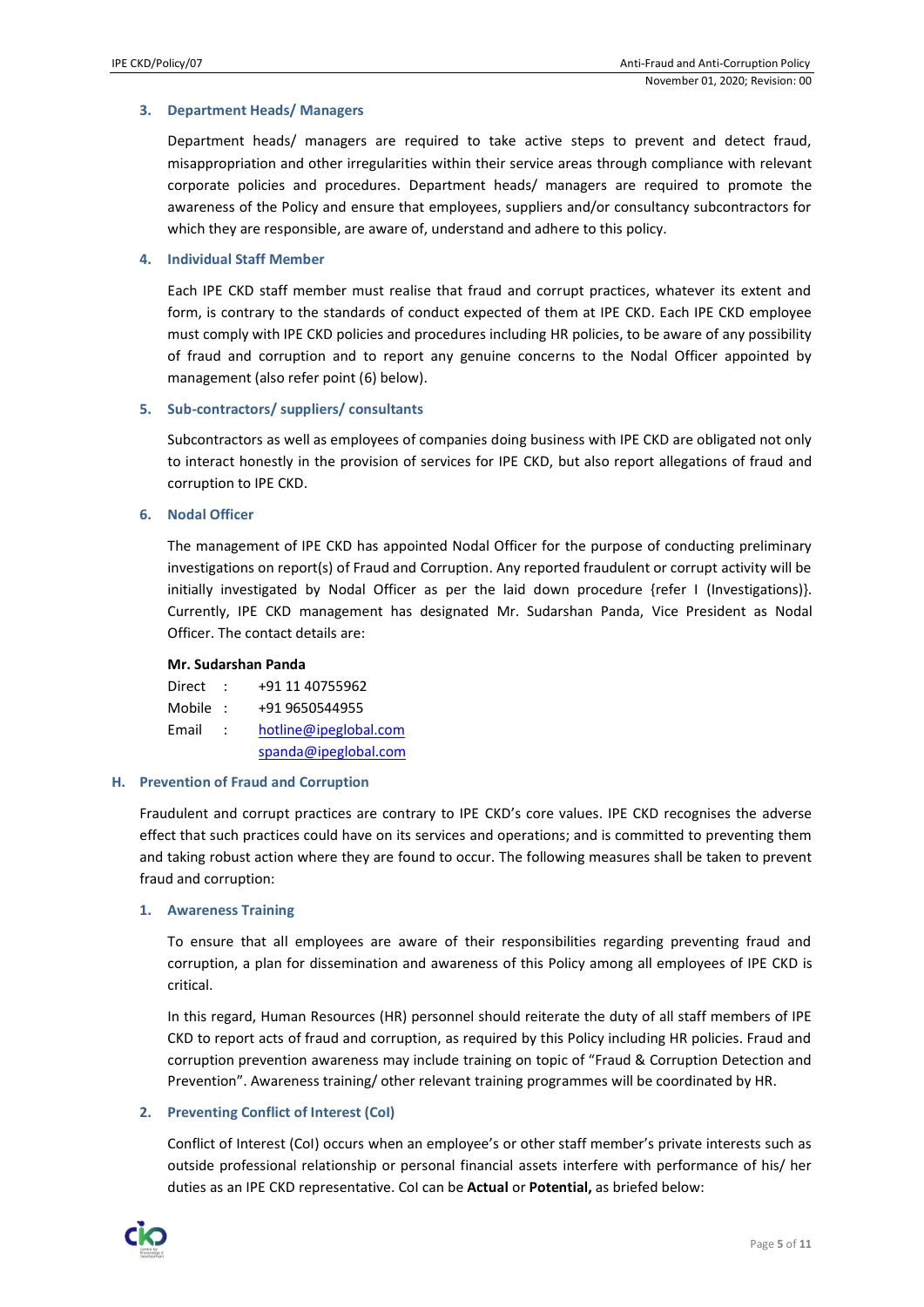### 3. Department Heads/ Managers

Department heads/ managers are required to take active steps to prevent and detect fraud, misappropriation and other irregularities within their service areas through compliance with relevant corporate policies and procedures. Department heads/ managers are required to promote the awareness of the Policy and ensure that employees, suppliers and/or consultancy subcontractors for which they are responsible, are aware of, understand and adhere to this policy.

### 4. Individual Staff Member

Each IPE CKD staff member must realise that fraud and corrupt practices, whatever its extent and form, is contrary to the standards of conduct expected of them at IPE CKD. Each IPE CKD employee must comply with IPE CKD policies and procedures including HR policies, to be aware of any possibility of fraud and corruption and to report any genuine concerns to the Nodal Officer appointed by management (also refer point (6) below).

### 5. Sub-contractors/ suppliers/ consultants

Subcontractors as well as employees of companies doing business with IPE CKD are obligated not only to interact honestly in the provision of services for IPE CKD, but also report allegations of fraud and corruption to IPE CKD.

### 6. Nodal Officer

The management of IPE CKD has appointed Nodal Officer for the purpose of conducting preliminary investigations on report(s) of Fraud and Corruption. Any reported fraudulent or corrupt activity will be initially investigated by Nodal Officer as per the laid down procedure {refer I (Investigations)}. Currently, IPE CKD management has designated Mr. Sudarshan Panda, Vice President as Nodal Officer. The contact details are:

**Mr. Sudarshan Panda**

Direct : +91 11 40755962
Mobile : +91 9650544955
Email : hotline@ipeglobal.com
spanda@ipeglobal.com

## H. Prevention of Fraud and Corruption

Fraudulent and corrupt practices are contrary to IPE CKD's core values. IPE CKD recognises the adverse effect that such practices could have on its services and operations; and is committed to preventing them and taking robust action where they are found to occur. The following measures shall be taken to prevent fraud and corruption:

### 1. Awareness Training

To ensure that all employees are aware of their responsibilities regarding preventing fraud and corruption, a plan for dissemination and awareness of this Policy among all employees of IPE CKD is critical.

In this regard, Human Resources (HR) personnel should reiterate the duty of all staff members of IPE CKD to report acts of fraud and corruption, as required by this Policy including HR policies. Fraud and corruption prevention awareness may include training on topic of "Fraud & Corruption Detection and Prevention". Awareness training/ other relevant training programmes will be coordinated by HR.

### 2. Preventing Conflict of Interest (CoI)

Conflict of Interest (CoI) occurs when an employee's or other staff member's private interests such as outside professional relationship or personal financial assets interfere with performance of his/ her duties as an IPE CKD representative. CoI can be **Actual** or **Potential,** as briefed below: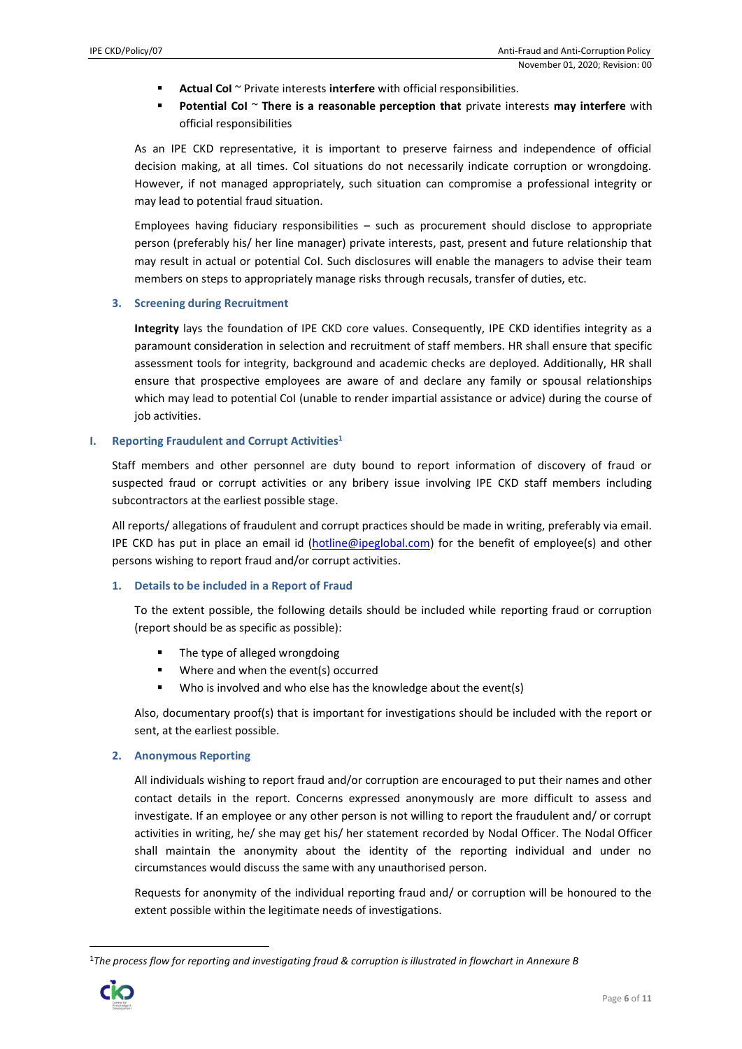- **Actual CoI** ~ Private interests **interfere** with official responsibilities.
- **Potential CoI** ~ **There is a reasonable perception that** private interests **may interfere** with official responsibilities

As an IPE CKD representative, it is important to preserve fairness and independence of official decision making, at all times. CoI situations do not necessarily indicate corruption or wrongdoing. However, if not managed appropriately, such situation can compromise a professional integrity or may lead to potential fraud situation.

Employees having fiduciary responsibilities – such as procurement should disclose to appropriate person (preferably his/ her line manager) private interests, past, present and future relationship that may result in actual or potential CoI. Such disclosures will enable the managers to advise their team members on steps to appropriately manage risks through recusals, transfer of duties, etc.

### 3. Screening during Recruitment

**Integrity** lays the foundation of IPE CKD core values. Consequently, IPE CKD identifies integrity as a paramount consideration in selection and recruitment of staff members. HR shall ensure that specific assessment tools for integrity, background and academic checks are deployed. Additionally, HR shall ensure that prospective employees are aware of and declare any family or spousal relationships which may lead to potential CoI (unable to render impartial assistance or advice) during the course of job activities.

## I. Reporting Fraudulent and Corrupt Activities[1]

Staff members and other personnel are duty bound to report information of discovery of fraud or suspected fraud or corrupt activities or any bribery issue involving IPE CKD staff members including subcontractors at the earliest possible stage.

All reports/ allegations of fraudulent and corrupt practices should be made in writing, preferably via email. IPE CKD has put in place an email id (hotline@ipeglobal.com) for the benefit of employee(s) and other persons wishing to report fraud and/or corrupt activities.

### 1. Details to be included in a Report of Fraud

To the extent possible, the following details should be included while reporting fraud or corruption (report should be as specific as possible):

- The type of alleged wrongdoing
- Where and when the event(s) occurred
- Who is involved and who else has the knowledge about the event(s)

Also, documentary proof(s) that is important for investigations should be included with the report or sent, at the earliest possible.

### 2. Anonymous Reporting

All individuals wishing to report fraud and/or corruption are encouraged to put their names and other contact details in the report. Concerns expressed anonymously are more difficult to assess and investigate. If an employee or any other person is not willing to report the fraudulent and/ or corrupt activities in writing, he/ she may get his/ her statement recorded by Nodal Officer. The Nodal Officer shall maintain the anonymity about the identity of the reporting individual and under no circumstances would discuss the same with any unauthorised person.

Requests for anonymity of the individual reporting fraud and/ or corruption will be honoured to the extent possible within the legitimate needs of investigations.

---

[1] *The process flow for reporting and investigating fraud & corruption is illustrated in flowchart in Annexure B*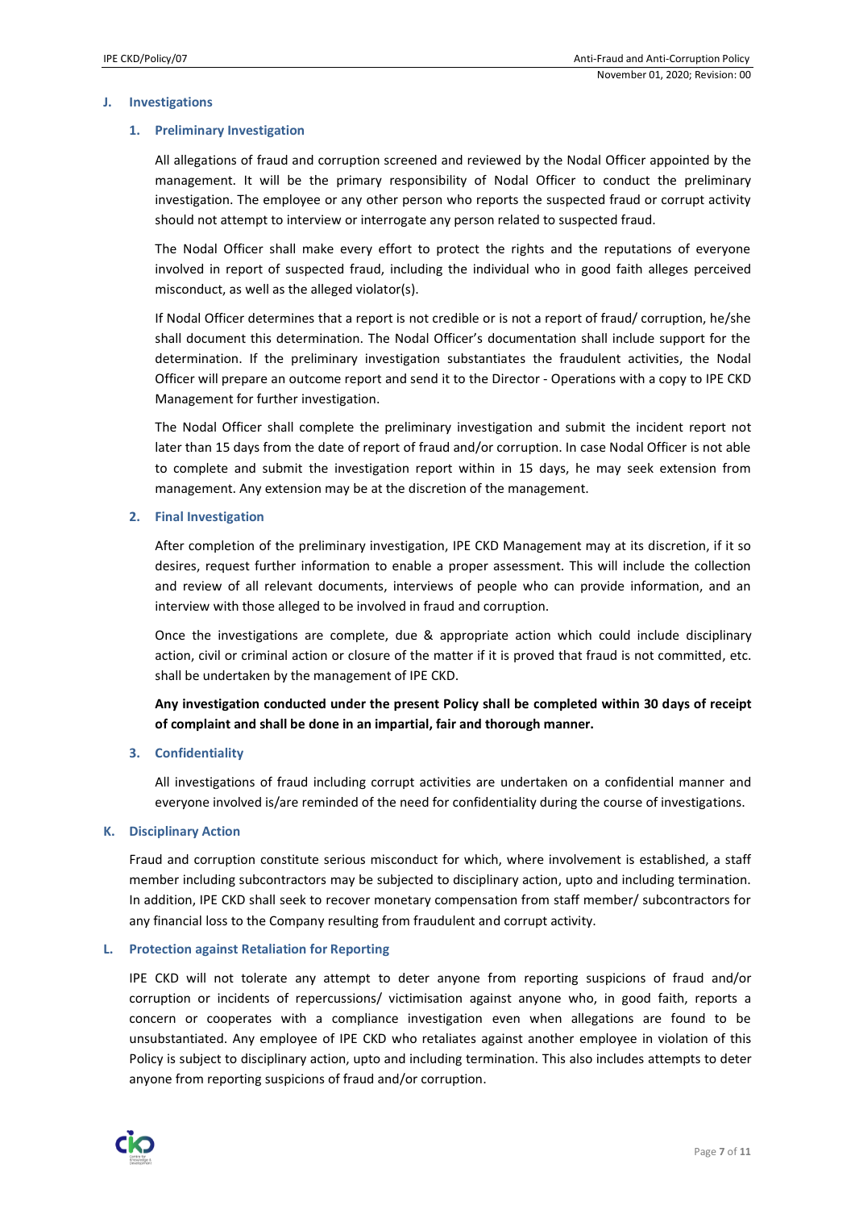## J. Investigations

### 1. Preliminary Investigation

All allegations of fraud and corruption screened and reviewed by the Nodal Officer appointed by the management. It will be the primary responsibility of Nodal Officer to conduct the preliminary investigation. The employee or any other person who reports the suspected fraud or corrupt activity should not attempt to interview or interrogate any person related to suspected fraud.

The Nodal Officer shall make every effort to protect the rights and the reputations of everyone involved in report of suspected fraud, including the individual who in good faith alleges perceived misconduct, as well as the alleged violator(s).

If Nodal Officer determines that a report is not credible or is not a report of fraud/ corruption, he/she shall document this determination. The Nodal Officer's documentation shall include support for the determination. If the preliminary investigation substantiates the fraudulent activities, the Nodal Officer will prepare an outcome report and send it to the Director - Operations with a copy to IPE CKD Management for further investigation.

The Nodal Officer shall complete the preliminary investigation and submit the incident report not later than 15 days from the date of report of fraud and/or corruption. In case Nodal Officer is not able to complete and submit the investigation report within in 15 days, he may seek extension from management. Any extension may be at the discretion of the management.

### 2. Final Investigation

After completion of the preliminary investigation, IPE CKD Management may at its discretion, if it so desires, request further information to enable a proper assessment. This will include the collection and review of all relevant documents, interviews of people who can provide information, and an interview with those alleged to be involved in fraud and corruption.

Once the investigations are complete, due & appropriate action which could include disciplinary action, civil or criminal action or closure of the matter if it is proved that fraud is not committed, etc. shall be undertaken by the management of IPE CKD.

**Any investigation conducted under the present Policy shall be completed within 30 days of receipt of complaint and shall be done in an impartial, fair and thorough manner.**

### 3. Confidentiality

All investigations of fraud including corrupt activities are undertaken on a confidential manner and everyone involved is/are reminded of the need for confidentiality during the course of investigations.

## K. Disciplinary Action

Fraud and corruption constitute serious misconduct for which, where involvement is established, a staff member including subcontractors may be subjected to disciplinary action, upto and including termination. In addition, IPE CKD shall seek to recover monetary compensation from staff member/ subcontractors for any financial loss to the Company resulting from fraudulent and corrupt activity.

## L. Protection against Retaliation for Reporting

IPE CKD will not tolerate any attempt to deter anyone from reporting suspicions of fraud and/or corruption or incidents of repercussions/ victimisation against anyone who, in good faith, reports a concern or cooperates with a compliance investigation even when allegations are found to be unsubstantiated. Any employee of IPE CKD who retaliates against another employee in violation of this Policy is subject to disciplinary action, upto and including termination. This also includes attempts to deter anyone from reporting suspicions of fraud and/or corruption.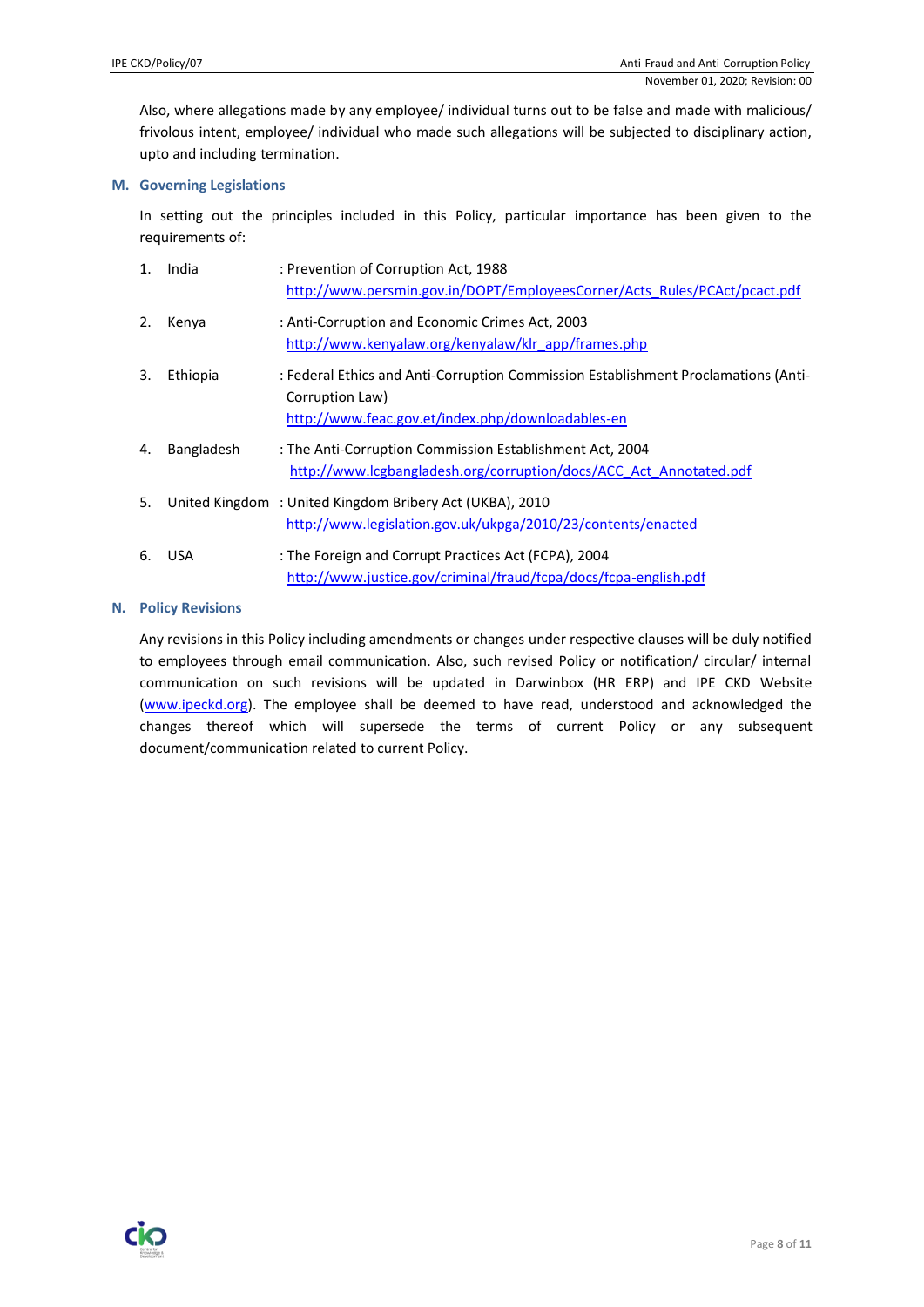Also, where allegations made by any employee/ individual turns out to be false and made with malicious/ frivolous intent, employee/ individual who made such allegations will be subjected to disciplinary action, upto and including termination.

## M. Governing Legislations

In setting out the principles included in this Policy, particular importance has been given to the requirements of:

1. India : Prevention of Corruption Act, 1988
   http://www.persmin.gov.in/DOPT/EmployeesCorner/Acts_Rules/PCAct/pcact.pdf

2. Kenya : Anti-Corruption and Economic Crimes Act, 2003
   http://www.kenyalaw.org/kenyalaw/klr_app/frames.php

3. Ethiopia : Federal Ethics and Anti-Corruption Commission Establishment Proclamations (Anti-Corruption Law)
   http://www.feac.gov.et/index.php/downloadables-en

4. Bangladesh : The Anti-Corruption Commission Establishment Act, 2004
   http://www.lcgbangladesh.org/corruption/docs/ACC_Act_Annotated.pdf

5. United Kingdom : United Kingdom Bribery Act (UKBA), 2010
   http://www.legislation.gov.uk/ukpga/2010/23/contents/enacted

6. USA : The Foreign and Corrupt Practices Act (FCPA), 2004
   http://www.justice.gov/criminal/fraud/fcpa/docs/fcpa-english.pdf

## N. Policy Revisions

Any revisions in this Policy including amendments or changes under respective clauses will be duly notified to employees through email communication. Also, such revised Policy or notification/ circular/ internal communication on such revisions will be updated in Darwinbox (HR ERP) and IPE CKD Website (www.ipeckd.org). The employee shall be deemed to have read, understood and acknowledged the changes thereof which will supersede the terms of current Policy or any subsequent document/communication related to current Policy.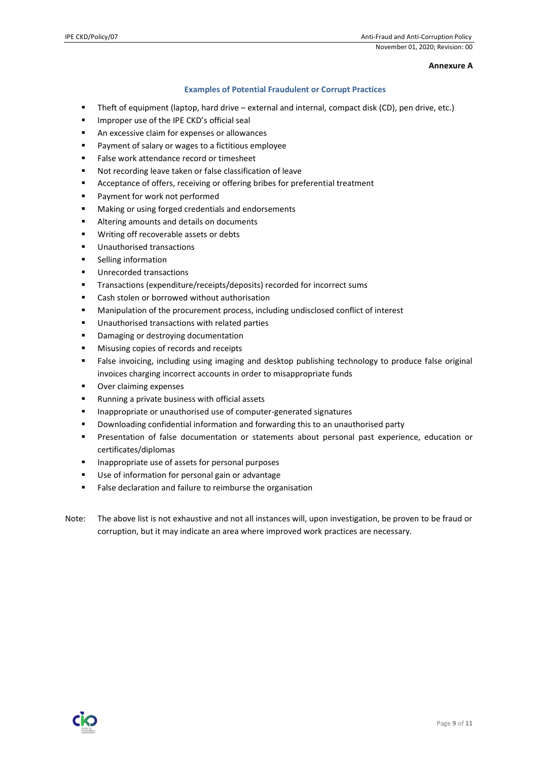**Annexure A**

## Examples of Potential Fraudulent or Corrupt Practices

- Theft of equipment (laptop, hard drive – external and internal, compact disk (CD), pen drive, etc.)
- Improper use of the IPE CKD's official seal
- An excessive claim for expenses or allowances
- Payment of salary or wages to a fictitious employee
- False work attendance record or timesheet
- Not recording leave taken or false classification of leave
- Acceptance of offers, receiving or offering bribes for preferential treatment
- Payment for work not performed
- Making or using forged credentials and endorsements
- Altering amounts and details on documents
- Writing off recoverable assets or debts
- Unauthorised transactions
- Selling information
- Unrecorded transactions
- Transactions (expenditure/receipts/deposits) recorded for incorrect sums
- Cash stolen or borrowed without authorisation
- Manipulation of the procurement process, including undisclosed conflict of interest
- Unauthorised transactions with related parties
- Damaging or destroying documentation
- Misusing copies of records and receipts
- False invoicing, including using imaging and desktop publishing technology to produce false original invoices charging incorrect accounts in order to misappropriate funds
- Over claiming expenses
- Running a private business with official assets
- Inappropriate or unauthorised use of computer-generated signatures
- Downloading confidential information and forwarding this to an unauthorised party
- Presentation of false documentation or statements about personal past experience, education or certificates/diplomas
- Inappropriate use of assets for personal purposes
- Use of information for personal gain or advantage
- False declaration and failure to reimburse the organisation

Note: The above list is not exhaustive and not all instances will, upon investigation, be proven to be fraud or corruption, but it may indicate an area where improved work practices are necessary.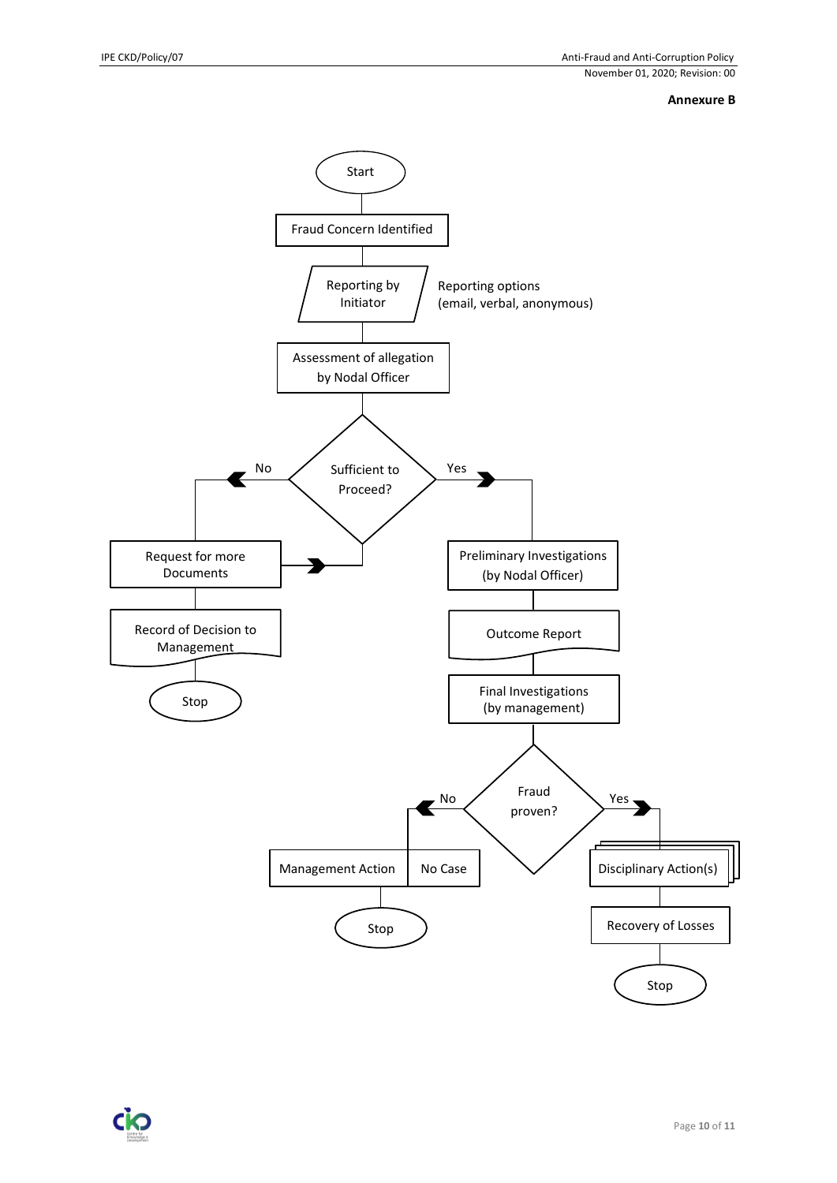**Annexure B**

Start

Fraud Concern Identified

Reporting by Initiator

Reporting options (email, verbal, anonymous)

Assessment of allegation by Nodal Officer

Sufficient to Proceed?

No

Yes

Request for more Documents

Record of Decision to Management

Stop

Preliminary Investigations (by Nodal Officer)

Outcome Report

Final Investigations (by management)

Fraud proven?

No

Yes

Management Action

No Case

Stop

Disciplinary Action(s)

Recovery of Losses

Stop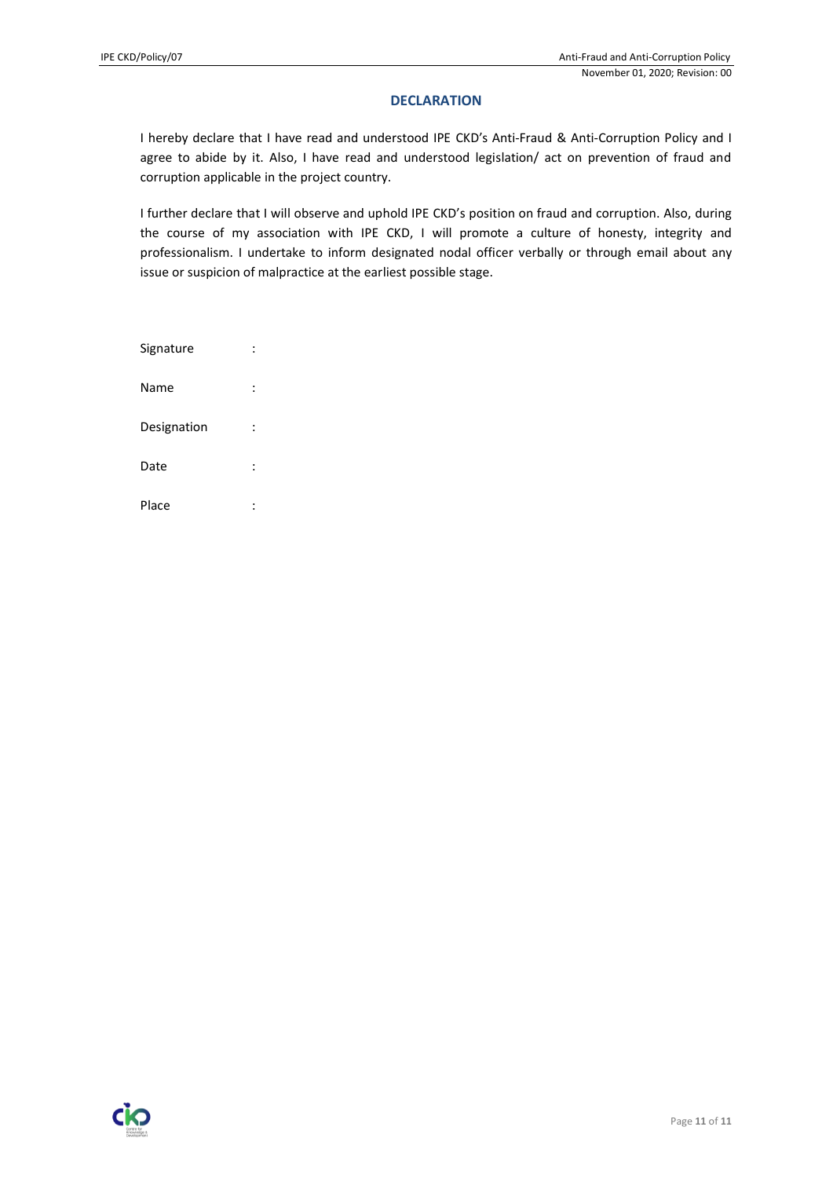## DECLARATION

I hereby declare that I have read and understood IPE CKD's Anti-Fraud & Anti-Corruption Policy and I agree to abide by it. Also, I have read and understood legislation/ act on prevention of fraud and corruption applicable in the project country.

I further declare that I will observe and uphold IPE CKD's position on fraud and corruption. Also, during the course of my association with IPE CKD, I will promote a culture of honesty, integrity and professionalism. I undertake to inform designated nodal officer verbally or through email about any issue or suspicion of malpractice at the earliest possible stage.

Signature :

Name :

Designation :

Date :

Place :